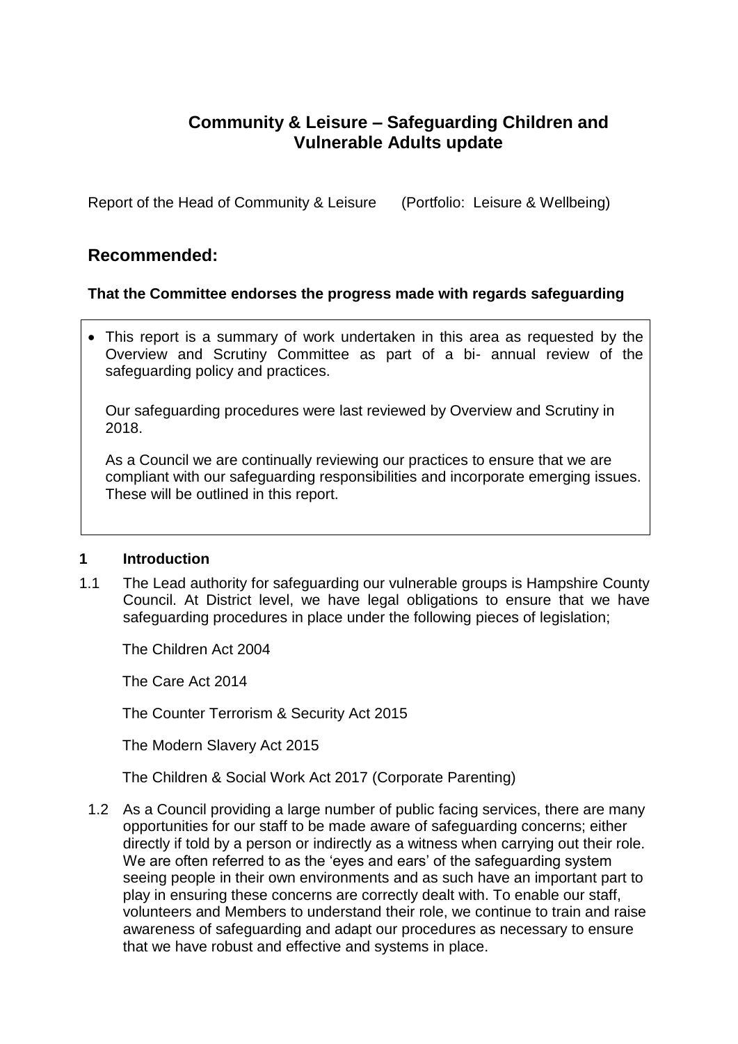# Community & Leisure – Safeguarding Children and Vulnerable Adults update

Report of the Head of Community & Leisure (Portfolio: Leisure & Wellbeing)

## Recommended:

**That the Committee endorses the progress made with regards safeguarding**

- This report is a summary of work undertaken in this area as requested by the Overview and Scrutiny Committee as part of a bi- annual review of the safeguarding policy and practices.

  Our safeguarding procedures were last reviewed by Overview and Scrutiny in 2018.

  As a Council we are continually reviewing our practices to ensure that we are compliant with our safeguarding responsibilities and incorporate emerging issues. These will be outlined in this report.

## 1 Introduction

1.1 The Lead authority for safeguarding our vulnerable groups is Hampshire County Council. At District level, we have legal obligations to ensure that we have safeguarding procedures in place under the following pieces of legislation;

The Children Act 2004

The Care Act 2014

The Counter Terrorism & Security Act 2015

The Modern Slavery Act 2015

The Children & Social Work Act 2017 (Corporate Parenting)

1.2 As a Council providing a large number of public facing services, there are many opportunities for our staff to be made aware of safeguarding concerns; either directly if told by a person or indirectly as a witness when carrying out their role. We are often referred to as the 'eyes and ears' of the safeguarding system seeing people in their own environments and as such have an important part to play in ensuring these concerns are correctly dealt with. To enable our staff, volunteers and Members to understand their role, we continue to train and raise awareness of safeguarding and adapt our procedures as necessary to ensure that we have robust and effective and systems in place.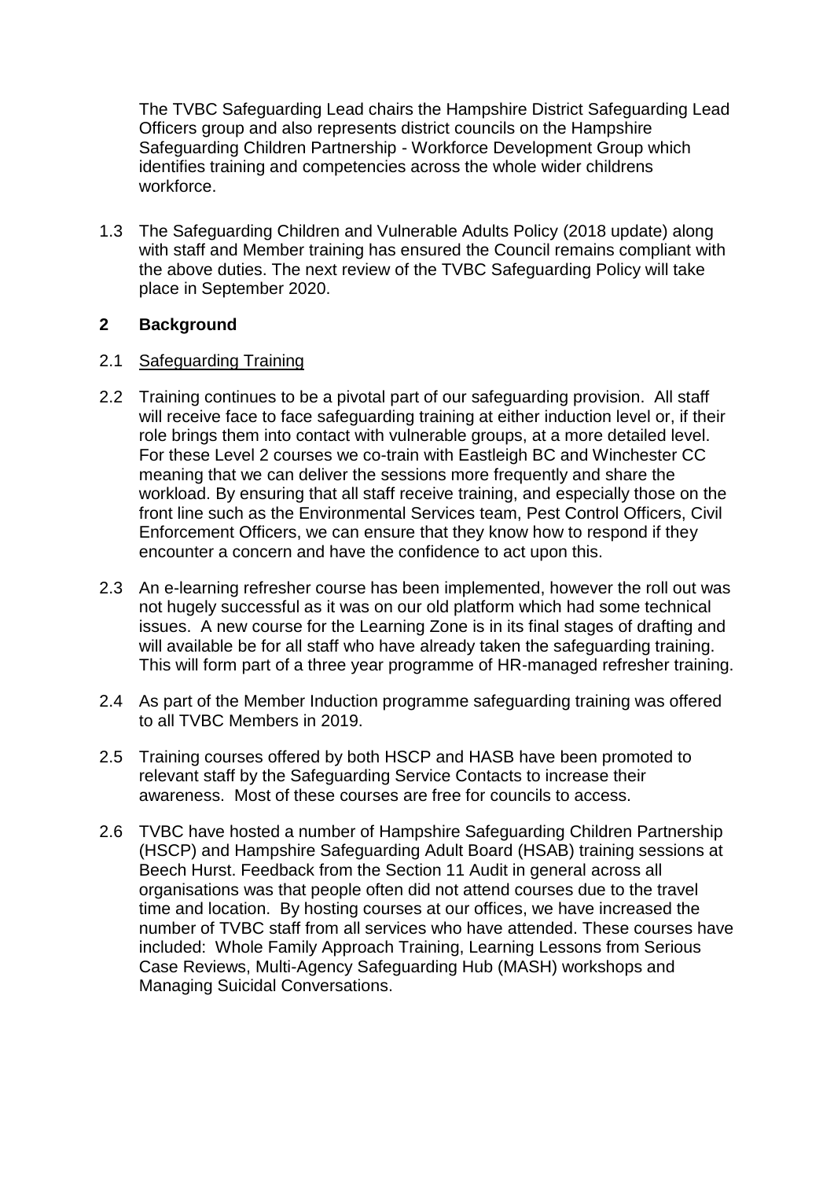The TVBC Safeguarding Lead chairs the Hampshire District Safeguarding Lead Officers group and also represents district councils on the Hampshire Safeguarding Children Partnership - Workforce Development Group which identifies training and competencies across the whole wider childrens workforce.

1.3 The Safeguarding Children and Vulnerable Adults Policy (2018 update) along with staff and Member training has ensured the Council remains compliant with the above duties. The next review of the TVBC Safeguarding Policy will take place in September 2020.

## 2 Background

2.1 Safeguarding Training

2.2 Training continues to be a pivotal part of our safeguarding provision. All staff will receive face to face safeguarding training at either induction level or, if their role brings them into contact with vulnerable groups, at a more detailed level. For these Level 2 courses we co-train with Eastleigh BC and Winchester CC meaning that we can deliver the sessions more frequently and share the workload. By ensuring that all staff receive training, and especially those on the front line such as the Environmental Services team, Pest Control Officers, Civil Enforcement Officers, we can ensure that they know how to respond if they encounter a concern and have the confidence to act upon this.

2.3 An e-learning refresher course has been implemented, however the roll out was not hugely successful as it was on our old platform which had some technical issues. A new course for the Learning Zone is in its final stages of drafting and will available be for all staff who have already taken the safeguarding training. This will form part of a three year programme of HR-managed refresher training.

2.4 As part of the Member Induction programme safeguarding training was offered to all TVBC Members in 2019.

2.5 Training courses offered by both HSCP and HASB have been promoted to relevant staff by the Safeguarding Service Contacts to increase their awareness. Most of these courses are free for councils to access.

2.6 TVBC have hosted a number of Hampshire Safeguarding Children Partnership (HSCP) and Hampshire Safeguarding Adult Board (HSAB) training sessions at Beech Hurst. Feedback from the Section 11 Audit in general across all organisations was that people often did not attend courses due to the travel time and location. By hosting courses at our offices, we have increased the number of TVBC staff from all services who have attended. These courses have included: Whole Family Approach Training, Learning Lessons from Serious Case Reviews, Multi-Agency Safeguarding Hub (MASH) workshops and Managing Suicidal Conversations.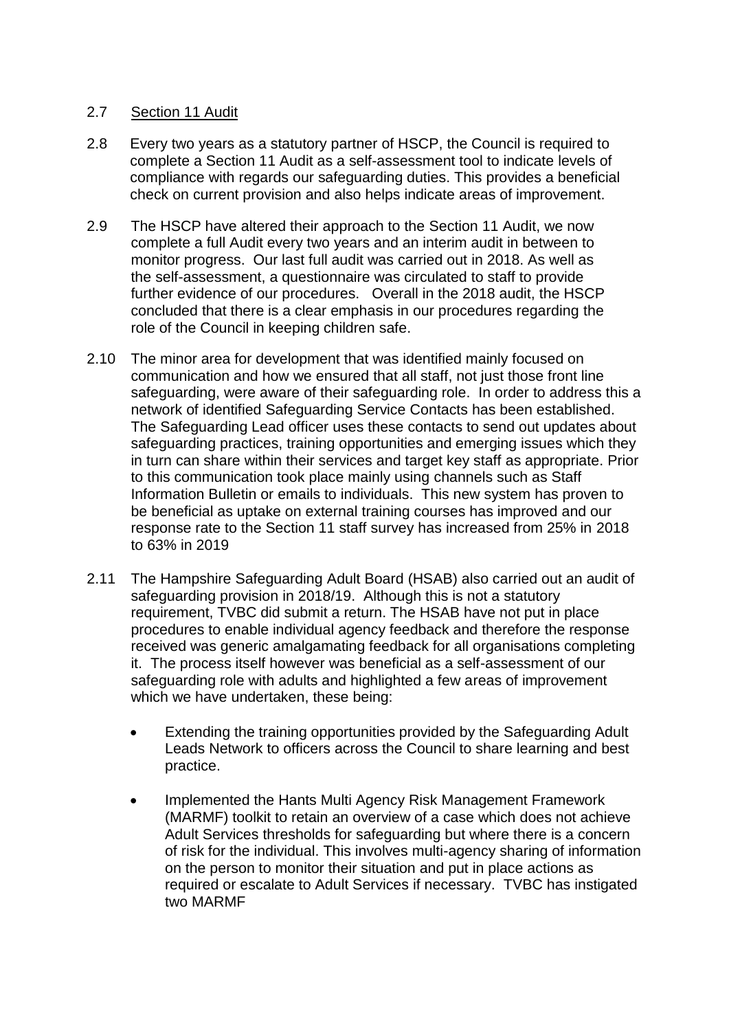2.7 Section 11 Audit

2.8 Every two years as a statutory partner of HSCP, the Council is required to complete a Section 11 Audit as a self-assessment tool to indicate levels of compliance with regards our safeguarding duties. This provides a beneficial check on current provision and also helps indicate areas of improvement.

2.9 The HSCP have altered their approach to the Section 11 Audit, we now complete a full Audit every two years and an interim audit in between to monitor progress. Our last full audit was carried out in 2018. As well as the self-assessment, a questionnaire was circulated to staff to provide further evidence of our procedures. Overall in the 2018 audit, the HSCP concluded that there is a clear emphasis in our procedures regarding the role of the Council in keeping children safe.

2.10 The minor area for development that was identified mainly focused on communication and how we ensured that all staff, not just those front line safeguarding, were aware of their safeguarding role. In order to address this a network of identified Safeguarding Service Contacts has been established. The Safeguarding Lead officer uses these contacts to send out updates about safeguarding practices, training opportunities and emerging issues which they in turn can share within their services and target key staff as appropriate. Prior to this communication took place mainly using channels such as Staff Information Bulletin or emails to individuals. This new system has proven to be beneficial as uptake on external training courses has improved and our response rate to the Section 11 staff survey has increased from 25% in 2018 to 63% in 2019

2.11 The Hampshire Safeguarding Adult Board (HSAB) also carried out an audit of safeguarding provision in 2018/19. Although this is not a statutory requirement, TVBC did submit a return. The HSAB have not put in place procedures to enable individual agency feedback and therefore the response received was generic amalgamating feedback for all organisations completing it. The process itself however was beneficial as a self-assessment of our safeguarding role with adults and highlighted a few areas of improvement which we have undertaken, these being:

- Extending the training opportunities provided by the Safeguarding Adult Leads Network to officers across the Council to share learning and best practice.

- Implemented the Hants Multi Agency Risk Management Framework (MARMF) toolkit to retain an overview of a case which does not achieve Adult Services thresholds for safeguarding but where there is a concern of risk for the individual. This involves multi-agency sharing of information on the person to monitor their situation and put in place actions as required or escalate to Adult Services if necessary. TVBC has instigated two MARMF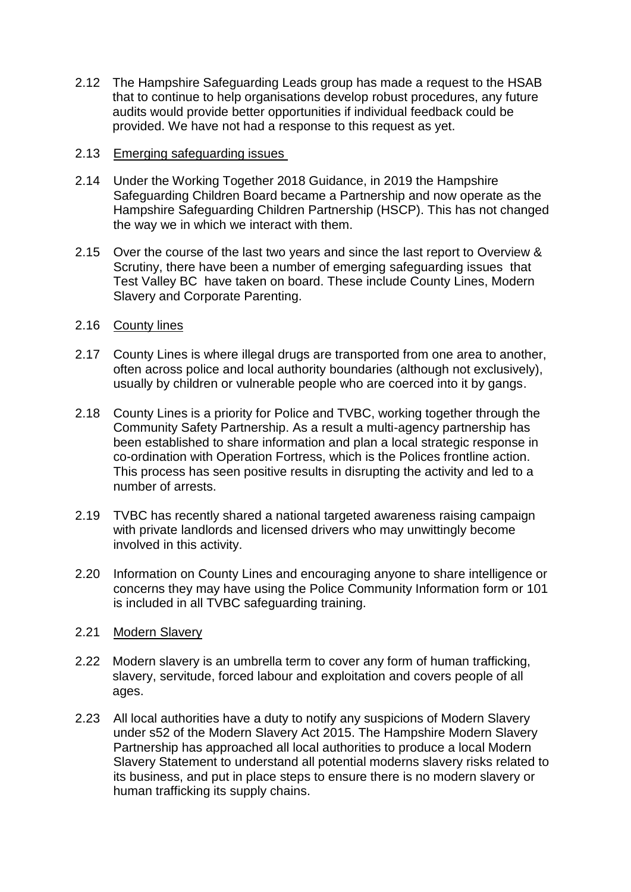2.12 The Hampshire Safeguarding Leads group has made a request to the HSAB that to continue to help organisations develop robust procedures, any future audits would provide better opportunities if individual feedback could be provided. We have not had a response to this request as yet.

2.13 Emerging safeguarding issues

2.14 Under the Working Together 2018 Guidance, in 2019 the Hampshire Safeguarding Children Board became a Partnership and now operate as the Hampshire Safeguarding Children Partnership (HSCP). This has not changed the way we in which we interact with them.

2.15 Over the course of the last two years and since the last report to Overview & Scrutiny, there have been a number of emerging safeguarding issues that Test Valley BC have taken on board. These include County Lines, Modern Slavery and Corporate Parenting.

2.16 County lines

2.17 County Lines is where illegal drugs are transported from one area to another, often across police and local authority boundaries (although not exclusively), usually by children or vulnerable people who are coerced into it by gangs.

2.18 County Lines is a priority for Police and TVBC, working together through the Community Safety Partnership. As a result a multi-agency partnership has been established to share information and plan a local strategic response in co-ordination with Operation Fortress, which is the Polices frontline action. This process has seen positive results in disrupting the activity and led to a number of arrests.

2.19 TVBC has recently shared a national targeted awareness raising campaign with private landlords and licensed drivers who may unwittingly become involved in this activity.

2.20 Information on County Lines and encouraging anyone to share intelligence or concerns they may have using the Police Community Information form or 101 is included in all TVBC safeguarding training.

2.21 Modern Slavery

2.22 Modern slavery is an umbrella term to cover any form of human trafficking, slavery, servitude, forced labour and exploitation and covers people of all ages.

2.23 All local authorities have a duty to notify any suspicions of Modern Slavery under s52 of the Modern Slavery Act 2015. The Hampshire Modern Slavery Partnership has approached all local authorities to produce a local Modern Slavery Statement to understand all potential moderns slavery risks related to its business, and put in place steps to ensure there is no modern slavery or human trafficking its supply chains.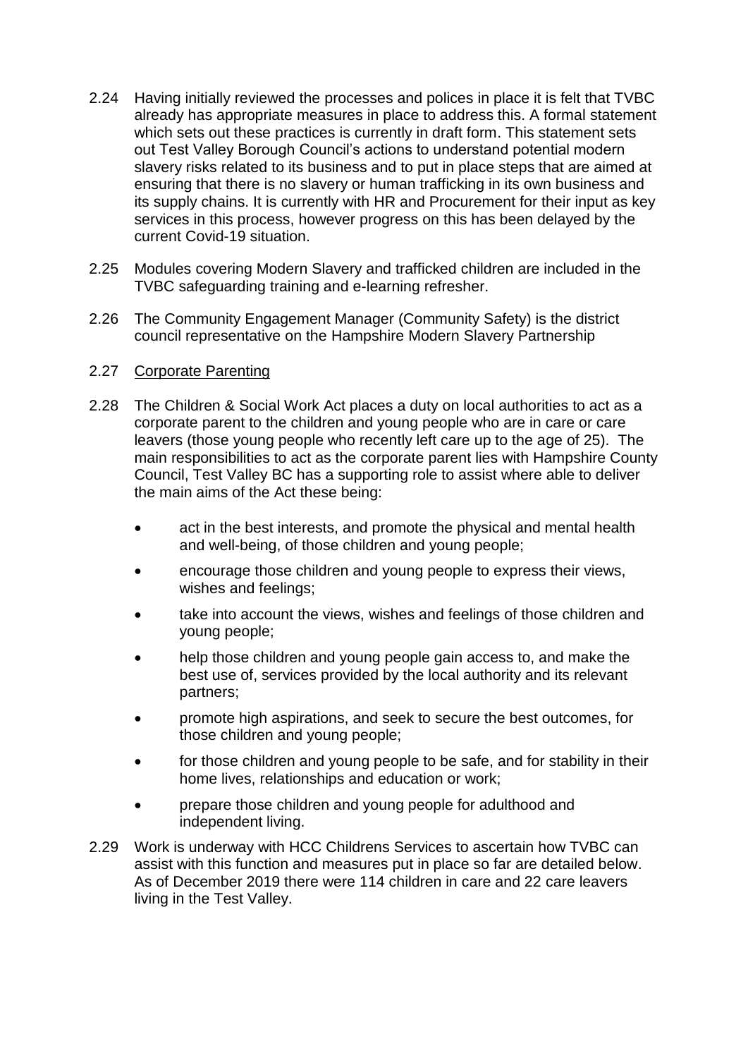2.24 Having initially reviewed the processes and polices in place it is felt that TVBC already has appropriate measures in place to address this. A formal statement which sets out these practices is currently in draft form. This statement sets out Test Valley Borough Council's actions to understand potential modern slavery risks related to its business and to put in place steps that are aimed at ensuring that there is no slavery or human trafficking in its own business and its supply chains. It is currently with HR and Procurement for their input as key services in this process, however progress on this has been delayed by the current Covid-19 situation.

2.25 Modules covering Modern Slavery and trafficked children are included in the TVBC safeguarding training and e-learning refresher.

2.26 The Community Engagement Manager (Community Safety) is the district council representative on the Hampshire Modern Slavery Partnership

2.27 Corporate Parenting

2.28 The Children & Social Work Act places a duty on local authorities to act as a corporate parent to the children and young people who are in care or care leavers (those young people who recently left care up to the age of 25). The main responsibilities to act as the corporate parent lies with Hampshire County Council, Test Valley BC has a supporting role to assist where able to deliver the main aims of the Act these being:

- act in the best interests, and promote the physical and mental health and well-being, of those children and young people;
- encourage those children and young people to express their views, wishes and feelings;
- take into account the views, wishes and feelings of those children and young people;
- help those children and young people gain access to, and make the best use of, services provided by the local authority and its relevant partners;
- promote high aspirations, and seek to secure the best outcomes, for those children and young people;
- for those children and young people to be safe, and for stability in their home lives, relationships and education or work;
- prepare those children and young people for adulthood and independent living.

2.29 Work is underway with HCC Childrens Services to ascertain how TVBC can assist with this function and measures put in place so far are detailed below. As of December 2019 there were 114 children in care and 22 care leavers living in the Test Valley.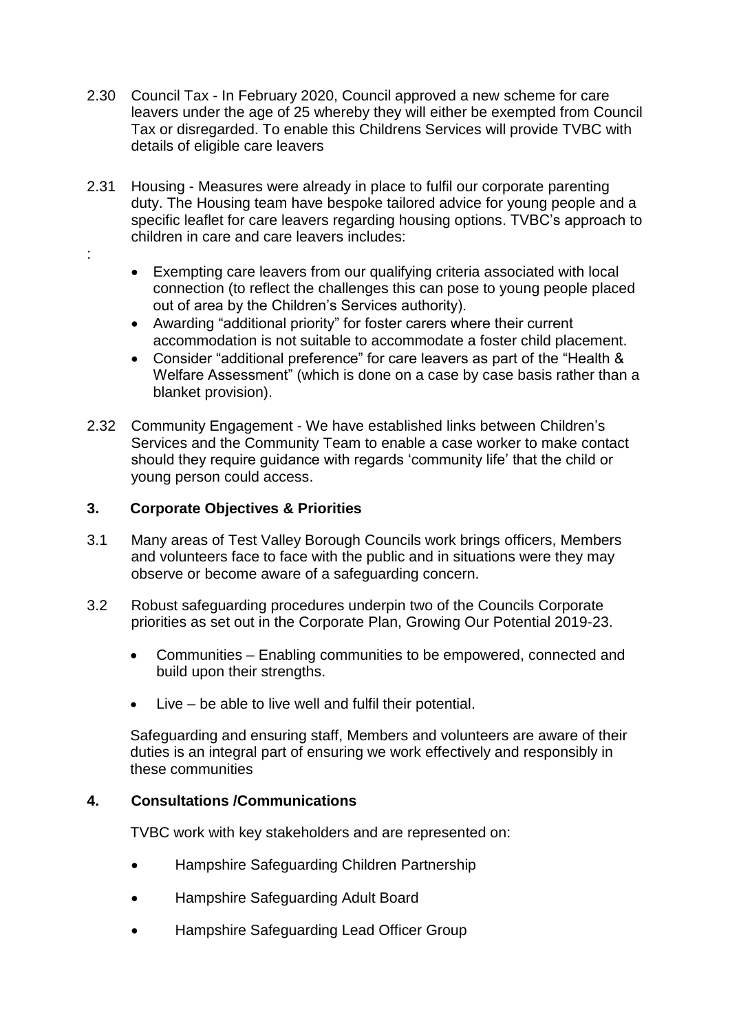2.30 Council Tax - In February 2020, Council approved a new scheme for care leavers under the age of 25 whereby they will either be exempted from Council Tax or disregarded. To enable this Childrens Services will provide TVBC with details of eligible care leavers

2.31 Housing - Measures were already in place to fulfil our corporate parenting duty. The Housing team have bespoke tailored advice for young people and a specific leaflet for care leavers regarding housing options. TVBC's approach to children in care and care leavers includes:

:

- Exempting care leavers from our qualifying criteria associated with local connection (to reflect the challenges this can pose to young people placed out of area by the Children's Services authority).
- Awarding "additional priority" for foster carers where their current accommodation is not suitable to accommodate a foster child placement.
- Consider "additional preference" for care leavers as part of the "Health & Welfare Assessment" (which is done on a case by case basis rather than a blanket provision).

2.32 Community Engagement - We have established links between Children's Services and the Community Team to enable a case worker to make contact should they require guidance with regards 'community life' that the child or young person could access.

## 3. Corporate Objectives & Priorities

3.1 Many areas of Test Valley Borough Councils work brings officers, Members and volunteers face to face with the public and in situations were they may observe or become aware of a safeguarding concern.

3.2 Robust safeguarding procedures underpin two of the Councils Corporate priorities as set out in the Corporate Plan, Growing Our Potential 2019-23.

- Communities – Enabling communities to be empowered, connected and build upon their strengths.
- Live – be able to live well and fulfil their potential.

Safeguarding and ensuring staff, Members and volunteers are aware of their duties is an integral part of ensuring we work effectively and responsibly in these communities

## 4. Consultations /Communications

TVBC work with key stakeholders and are represented on:

- Hampshire Safeguarding Children Partnership
- Hampshire Safeguarding Adult Board
- Hampshire Safeguarding Lead Officer Group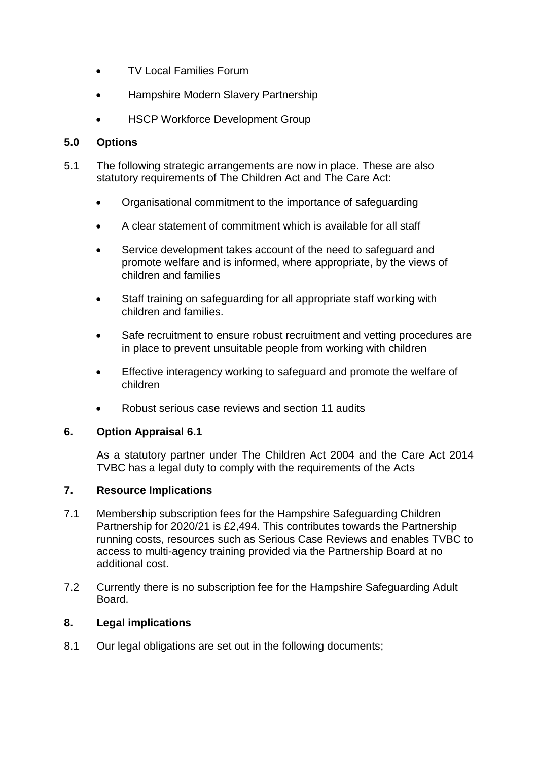- TV Local Families Forum
- Hampshire Modern Slavery Partnership
- HSCP Workforce Development Group

## 5.0 Options

5.1 The following strategic arrangements are now in place. These are also statutory requirements of The Children Act and The Care Act:

- Organisational commitment to the importance of safeguarding
- A clear statement of commitment which is available for all staff
- Service development takes account of the need to safeguard and promote welfare and is informed, where appropriate, by the views of children and families
- Staff training on safeguarding for all appropriate staff working with children and families.
- Safe recruitment to ensure robust recruitment and vetting procedures are in place to prevent unsuitable people from working with children
- Effective interagency working to safeguard and promote the welfare of children
- Robust serious case reviews and section 11 audits

## 6. Option Appraisal 6.1

As a statutory partner under The Children Act 2004 and the Care Act 2014 TVBC has a legal duty to comply with the requirements of the Acts

## 7. Resource Implications

7.1 Membership subscription fees for the Hampshire Safeguarding Children Partnership for 2020/21 is £2,494. This contributes towards the Partnership running costs, resources such as Serious Case Reviews and enables TVBC to access to multi-agency training provided via the Partnership Board at no additional cost.

7.2 Currently there is no subscription fee for the Hampshire Safeguarding Adult Board.

## 8. Legal implications

8.1 Our legal obligations are set out in the following documents;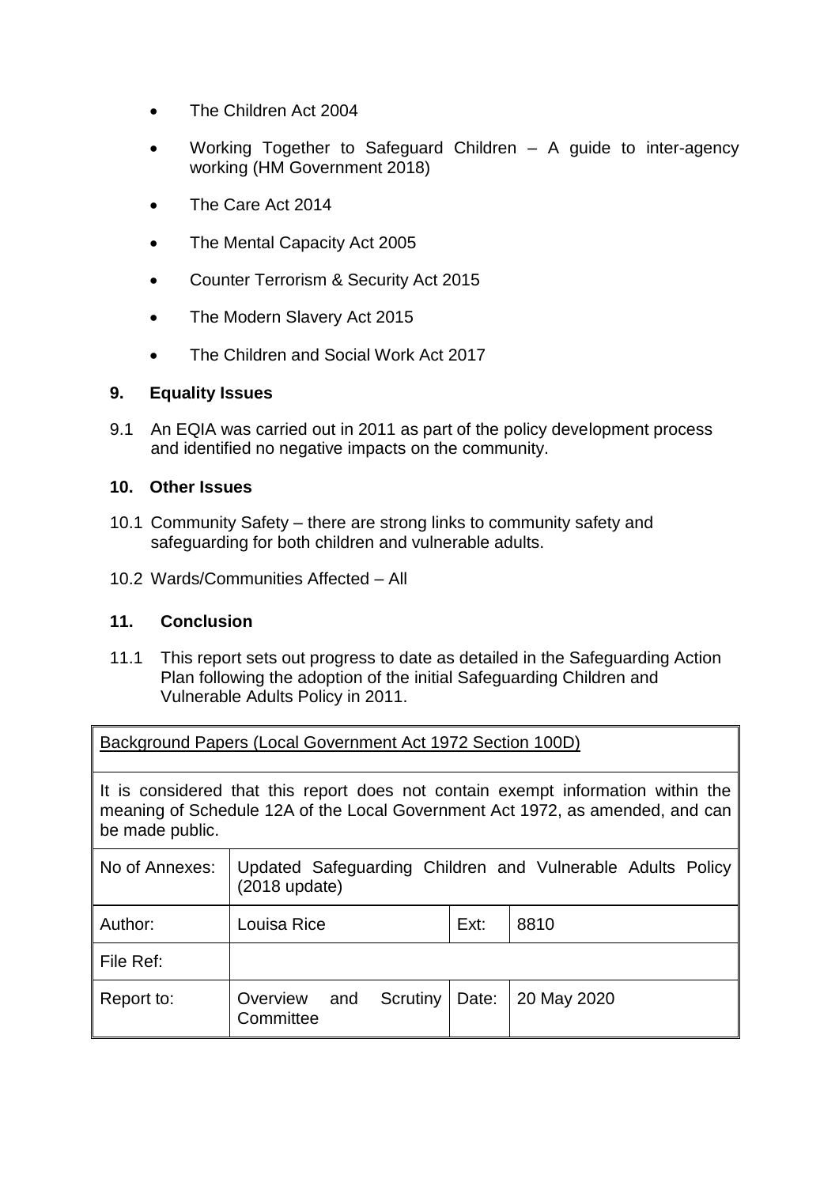- The Children Act 2004
- Working Together to Safeguard Children – A guide to inter-agency working (HM Government 2018)
- The Care Act 2014
- The Mental Capacity Act 2005
- Counter Terrorism & Security Act 2015
- The Modern Slavery Act 2015
- The Children and Social Work Act 2017

## 9. Equality Issues

9.1 An EQIA was carried out in 2011 as part of the policy development process and identified no negative impacts on the community.

## 10. Other Issues

10.1 Community Safety – there are strong links to community safety and safeguarding for both children and vulnerable adults.

10.2 Wards/Communities Affected – All

## 11. Conclusion

11.1 This report sets out progress to date as detailed in the Safeguarding Action Plan following the adoption of the initial Safeguarding Children and Vulnerable Adults Policy in 2011.

| | | | |
|---|---|---|---|
| Background Papers (Local Government Act 1972 Section 100D) | | | |
| It is considered that this report does not contain exempt information within the meaning of Schedule 12A of the Local Government Act 1972, as amended, and can be made public. | | | |
| No of Annexes: | Updated Safeguarding Children and Vulnerable Adults Policy (2018 update) | | |
| Author: | Louisa Rice | Ext: | 8810 |
| File Ref: | | | |
| Report to: | Overview and Scrutiny Committee | Date: | 20 May 2020 |